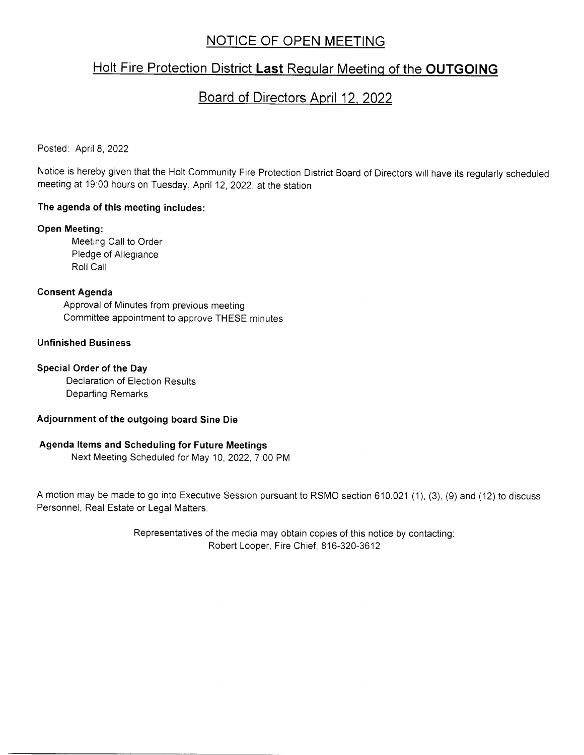# NOTICE OF OPEN MEETING

## Holt Fire Protection District **Last** Regular Meeting of the **OUTGOING**

## Board of Directors April 12, 2022

Posted: April 8, 2022

Notice is hereby given that the Holt Community Fire Protection District Board of Directors will have its regularly scheduled meeting at 19:00 hours on Tuesday, April 12, 2022, at the station

**The agenda of this meeting includes:**

**Open Meeting:**

- Meeting Call to Order
- Pledge of Allegiance
- Roll Call

**Consent Agenda**

- Approval of Minutes from previous meeting
- Committee appointment to approve THESE minutes

**Unfinished Business**

**Special Order of the Day**

- Declaration of Election Results
- Departing Remarks

**Adjournment of the outgoing board Sine Die**

**Agenda Items and Scheduling for Future Meetings**

- Next Meeting Scheduled for May 10, 2022, 7:00 PM

A motion may be made to go into Executive Session pursuant to RSMO section 610.021 (1), (3), (9) and (12) to discuss Personnel, Real Estate or Legal Matters.

Representatives of the media may obtain copies of this notice by contacting:
Robert Looper, Fire Chief, 816-320-3612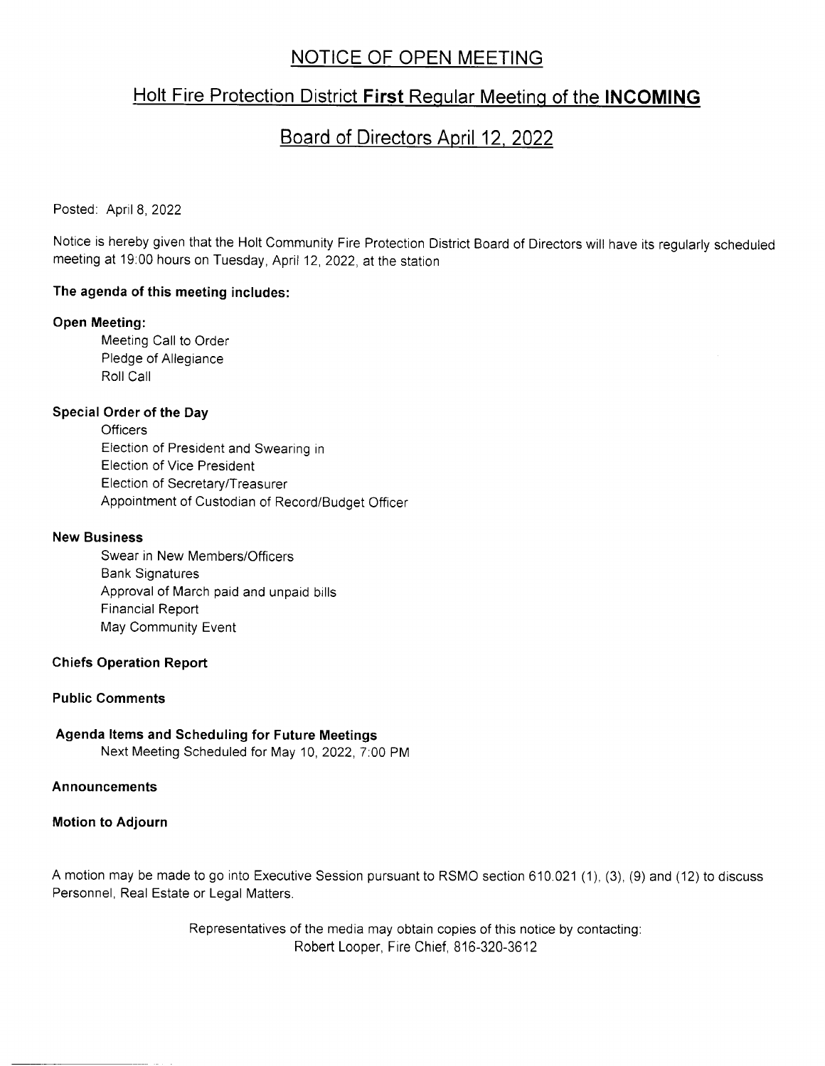# NOTICE OF OPEN MEETING

## Holt Fire Protection District **First** Regular Meeting of the **INCOMING**

## Board of Directors April 12, 2022

Posted: April 8, 2022

Notice is hereby given that the Holt Community Fire Protection District Board of Directors will have its regularly scheduled meeting at 19:00 hours on Tuesday, April 12, 2022, at the station

**The agenda of this meeting includes:**

**Open Meeting:**

- Meeting Call to Order
- Pledge of Allegiance
- Roll Call

**Special Order of the Day**

- Officers
- Election of President and Swearing in
- Election of Vice President
- Election of Secretary/Treasurer
- Appointment of Custodian of Record/Budget Officer

**New Business**

- Swear in New Members/Officers
- Bank Signatures
- Approval of March paid and unpaid bills
- Financial Report
- May Community Event

**Chiefs Operation Report**

**Public Comments**

**Agenda Items and Scheduling for Future Meetings**

Next Meeting Scheduled for May 10, 2022, 7:00 PM

**Announcements**

**Motion to Adjourn**

A motion may be made to go into Executive Session pursuant to RSMO section 610.021 (1), (3), (9) and (12) to discuss Personnel, Real Estate or Legal Matters.

Representatives of the media may obtain copies of this notice by contacting:
Robert Looper, Fire Chief, 816-320-3612